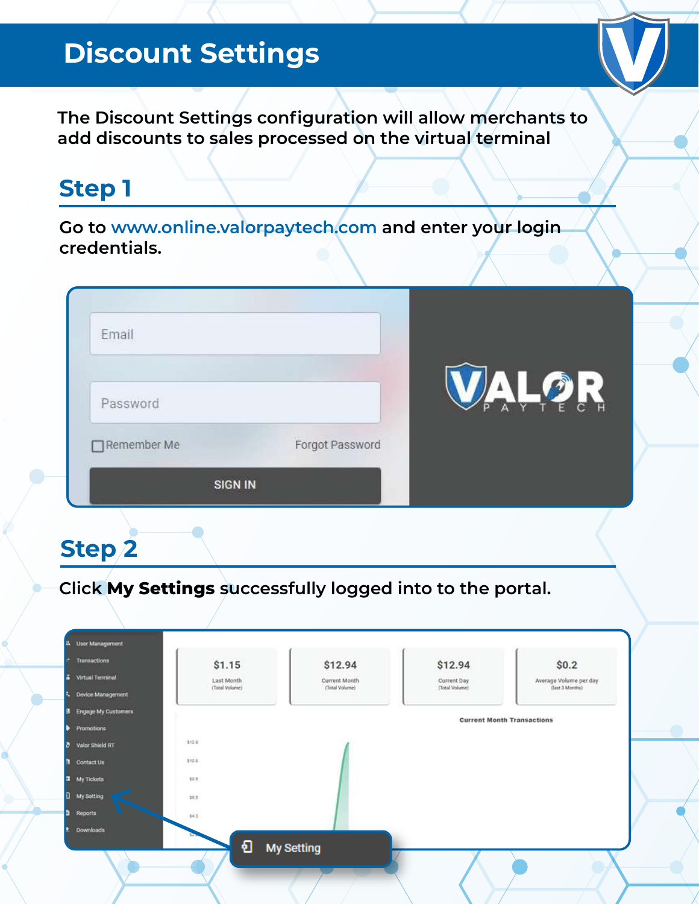# Discount Settings

The Discount Settings configuration will allow merchants to add discounts to sales processed on the virtual terminal

## Step 1

Go to www.online.valorpaytech.com and enter your login credentials.

## Step 2

Click **My Settings** successfully logged into to the portal.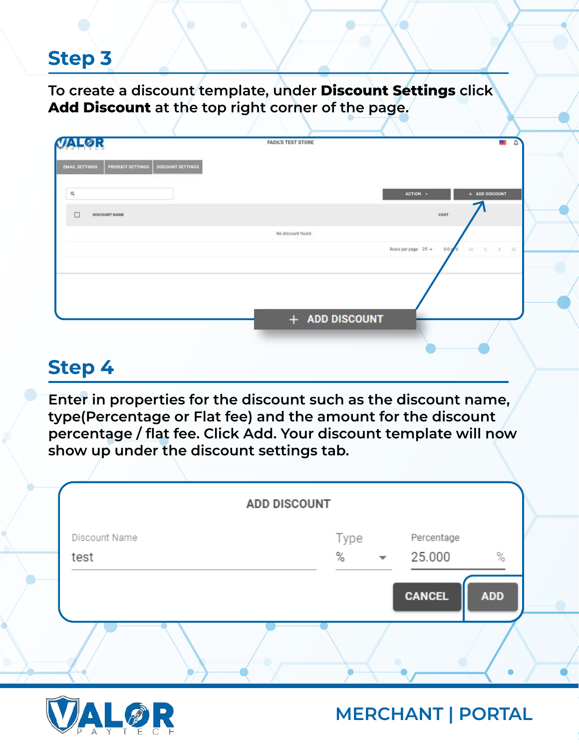## Step 3

To create a discount template, under **Discount Settings** click **Add Discount** at the top right corner of the page.

## Step 4

Enter in properties for the discount such as the discount name, type(Percentage or Flat fee) and the amount for the discount percentage / flat fee. Click Add. Your discount template will now show up under the discount settings tab.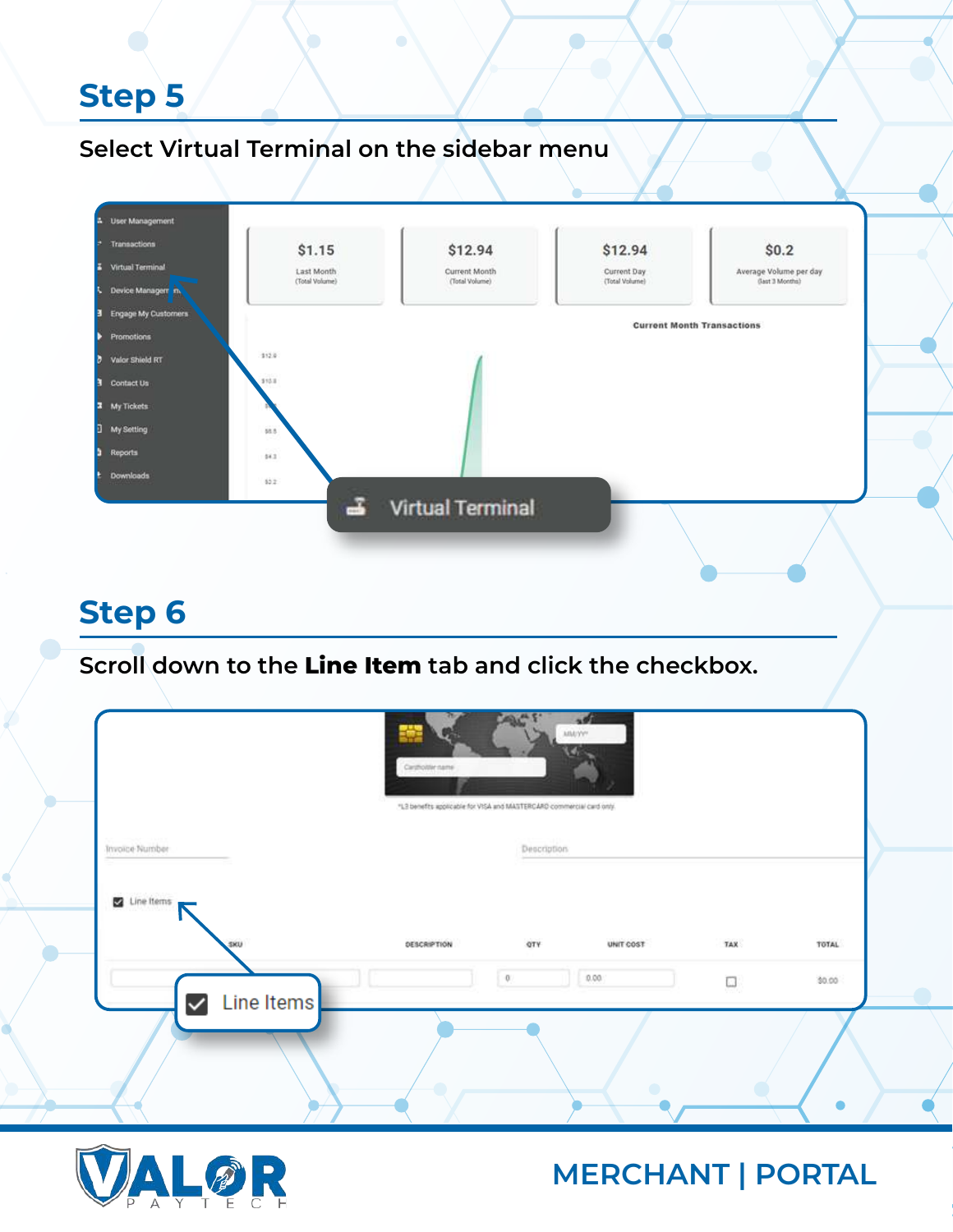## Step 5

Select Virtual Terminal on the sidebar menu

## Step 6

Scroll down to the **Line Item** tab and click the checkbox.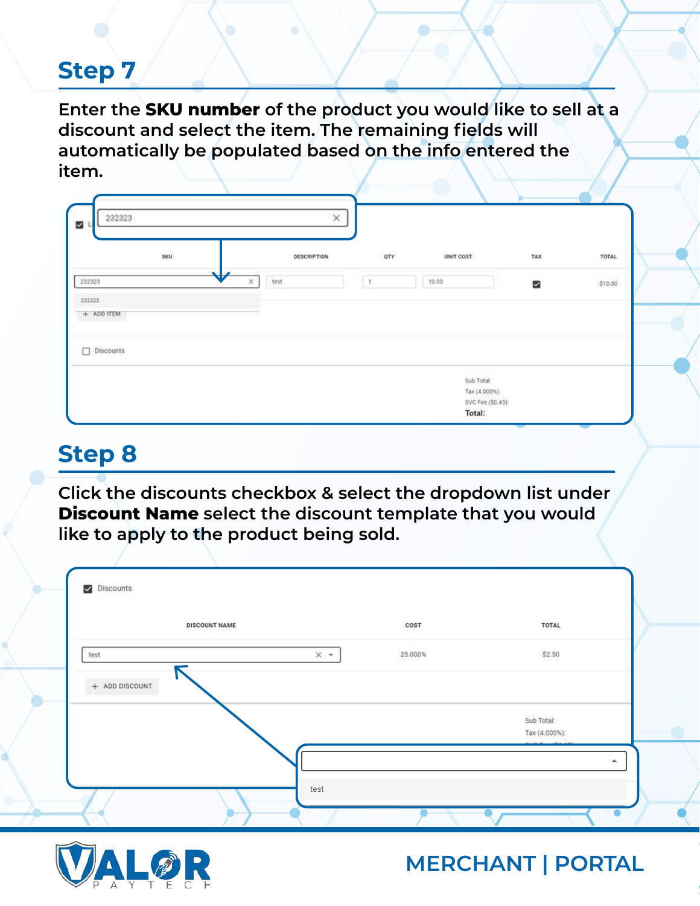## Step 7

Enter the **SKU number** of the product you would like to sell at a discount and select the item. The remaining fields will automatically be populated based on the info entered the item.

## Step 8

Click the discounts checkbox & select the dropdown list under **Discount Name** select the discount template that you would like to apply to the product being sold.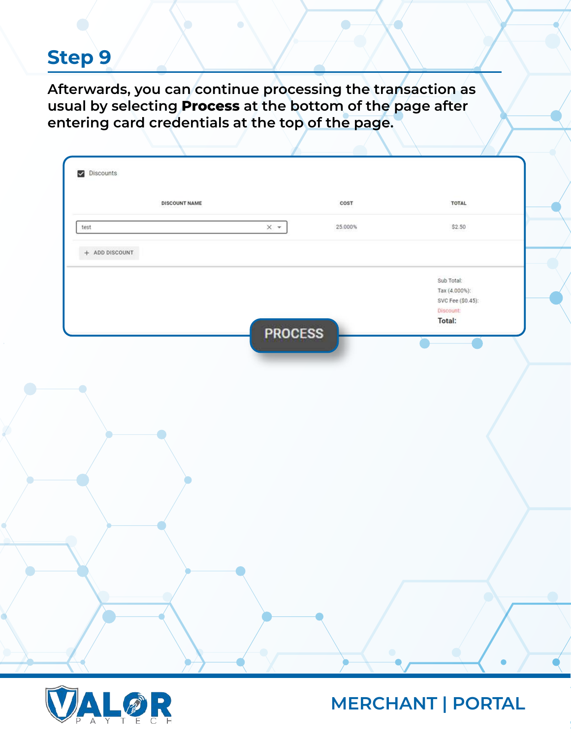## Step 9

Afterwards, you can continue processing the transaction as usual by selecting **Process** at the bottom of the page after entering card credentials at the top of the page.

Discounts

| DISCOUNT NAME | COST | TOTAL |
| --- | --- | --- |
| test | 25.000% | $2.50 |

+ ADD DISCOUNT

Sub Total:
Tax (4.000%):
SVC Fee ($0.45):
Discount:
**Total:**

PROCESS